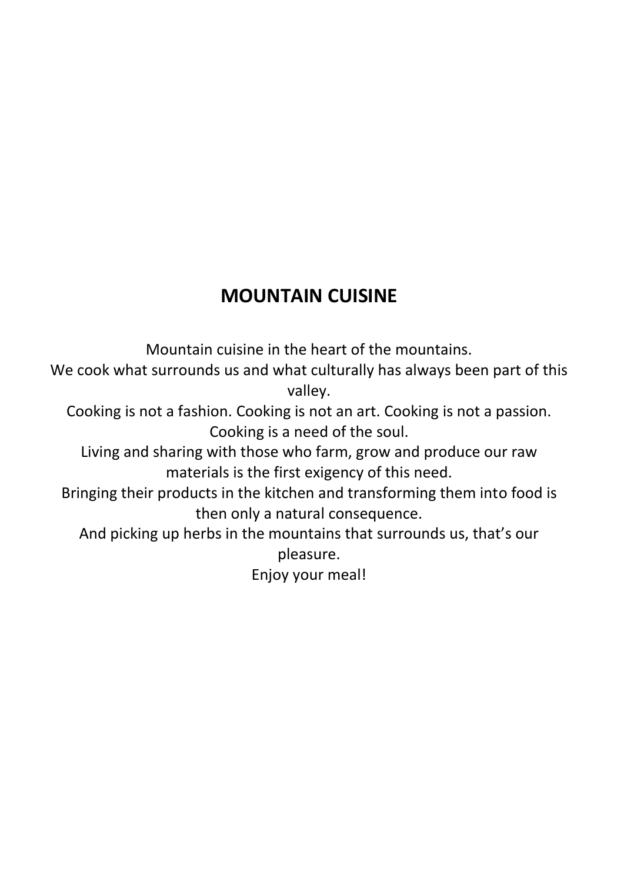# MOUNTAIN CUISINE

Mountain cuisine in the heart of the mountains.
We cook what surrounds us and what culturally has always been part of this valley.
Cooking is not a fashion. Cooking is not an art. Cooking is not a passion. Cooking is a need of the soul.
Living and sharing with those who farm, grow and produce our raw materials is the first exigency of this need.
Bringing their products in the kitchen and transforming them into food is then only a natural consequence.
And picking up herbs in the mountains that surrounds us, that's our pleasure.
Enjoy your meal!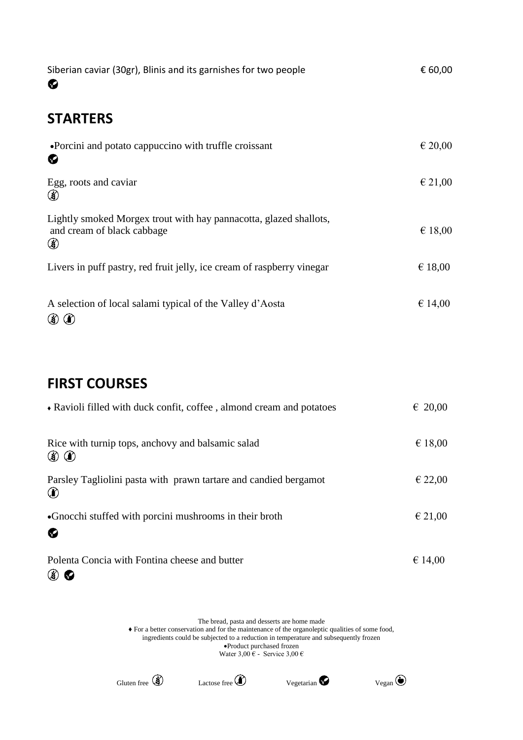Siberian caviar (30gr), Blinis and its garnishes for two people € 60,00
(Vegetarian)

## STARTERS

•Porcini and potato cappuccino with truffle croissant € 20,00
(Vegetarian)

Egg, roots and caviar € 21,00
(Gluten free)

Lightly smoked Morgex trout with hay pannacotta, glazed shallots, and cream of black cabbage € 18,00
(Gluten free)

Livers in puff pastry, red fruit jelly, ice cream of raspberry vinegar € 18,00

A selection of local salami typical of the Valley d'Aosta € 14,00
(Gluten free) (Lactose free)

## FIRST COURSES

♦ Ravioli filled with duck confit, coffee , almond cream and potatoes € 20,00

Rice with turnip tops, anchovy and balsamic salad € 18,00
(Gluten free) (Lactose free)

Parsley Tagliolini pasta with prawn tartare and candied bergamot € 22,00
(Lactose free)

•Gnocchi stuffed with porcini mushrooms in their broth € 21,00
(Vegetarian)

Polenta Concia with Fontina cheese and butter € 14,00
(Gluten free) (Vegetarian)

The bread, pasta and desserts are home made
♦ For a better conservation and for the maintenance of the organoleptic qualities of some food, ingredients could be subjected to a reduction in temperature and subsequently frozen
•Product purchased frozen
Water 3,00 € - Service 3,00 €

Gluten free Lactose free Vegetarian Vegan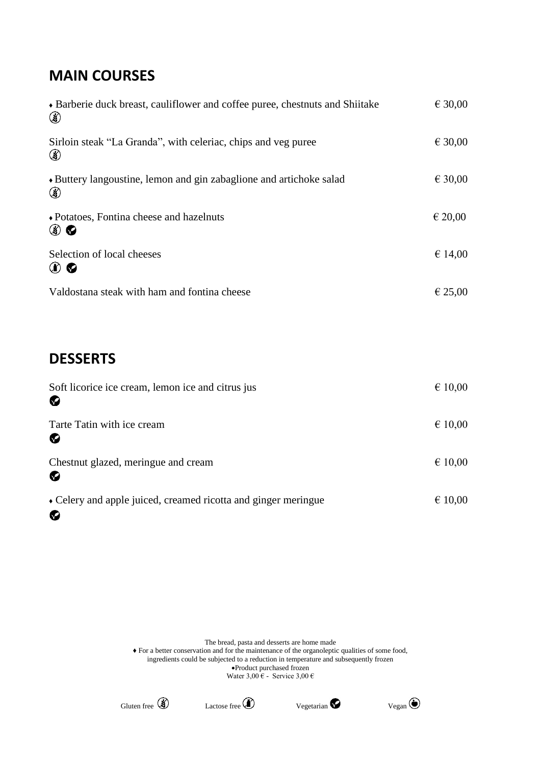## MAIN COURSES

| | |
|---|---|
| ♦ Barberie duck breast, cauliflower and coffee puree, chestnuts and Shiitake (Gluten free) | € 30,00 |
| Sirloin steak "La Granda", with celeriac, chips and veg puree (Gluten free) | € 30,00 |
| ♦ Buttery langoustine, lemon and gin zabaglione and artichoke salad (Gluten free) | € 30,00 |
| ♦ Potatoes, Fontina cheese and hazelnuts (Gluten free) (Vegetarian) | € 20,00 |
| Selection of local cheeses (Lactose free) (Vegetarian) | € 14,00 |
| Valdostana steak with ham and fontina cheese | € 25,00 |

## DESSERTS

| | |
|---|---|
| Soft licorice ice cream, lemon ice and citrus jus (Vegetarian) | € 10,00 |
| Tarte Tatin with ice cream (Vegetarian) | € 10,00 |
| Chestnut glazed, meringue and cream (Vegetarian) | € 10,00 |
| ♦ Celery and apple juiced, creamed ricotta and ginger meringue (Vegetarian) | € 10,00 |

The bread, pasta and desserts are home made

♦ For a better conservation and for the maintenance of the organoleptic qualities of some food, ingredients could be subjected to a reduction in temperature and subsequently frozen

• Product purchased frozen

Water 3,00 € - Service 3,00 €

Gluten free | Lactose free | Vegetarian | Vegan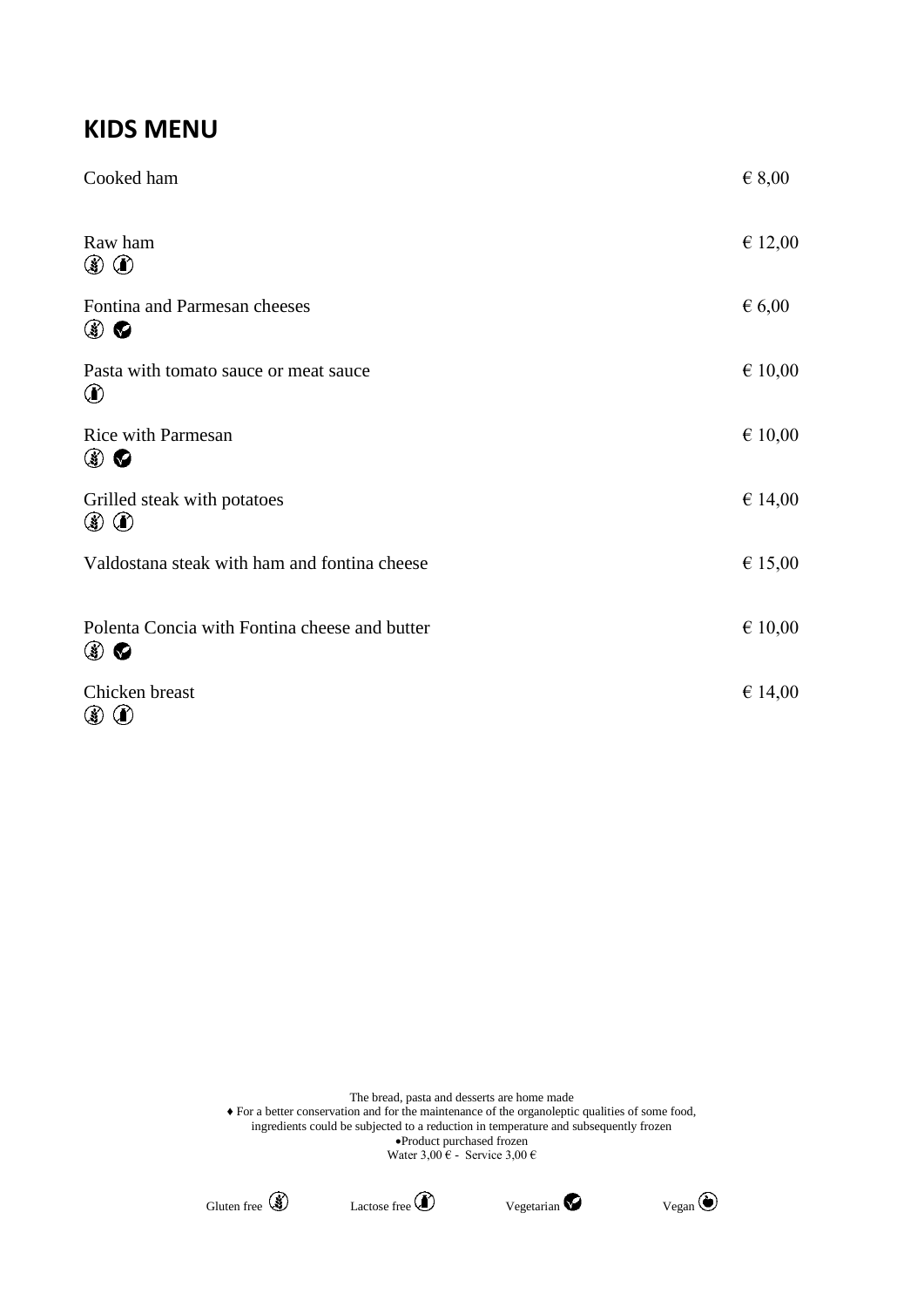## KIDS MENU

| | |
|---|---|
| Cooked ham | € 8,00 |
| Raw ham (Gluten free) (Lactose free) | € 12,00 |
| Fontina and Parmesan cheeses (Gluten free) (Vegetarian) | € 6,00 |
| Pasta with tomato sauce or meat sauce (Lactose free) | € 10,00 |
| Rice with Parmesan (Gluten free) (Vegetarian) | € 10,00 |
| Grilled steak with potatoes (Gluten free) (Lactose free) | € 14,00 |
| Valdostana steak with ham and fontina cheese | € 15,00 |
| Polenta Concia with Fontina cheese and butter (Gluten free) (Vegetarian) | € 10,00 |
| Chicken breast (Gluten free) (Lactose free) | € 14,00 |

The bread, pasta and desserts are home made

♦ For a better conservation and for the maintenance of the organoleptic qualities of some food, ingredients could be subjected to a reduction in temperature and subsequently frozen

• Product purchased frozen

Water 3,00 € - Service 3,00 €

Gluten free · Lactose free · Vegetarian · Vegan